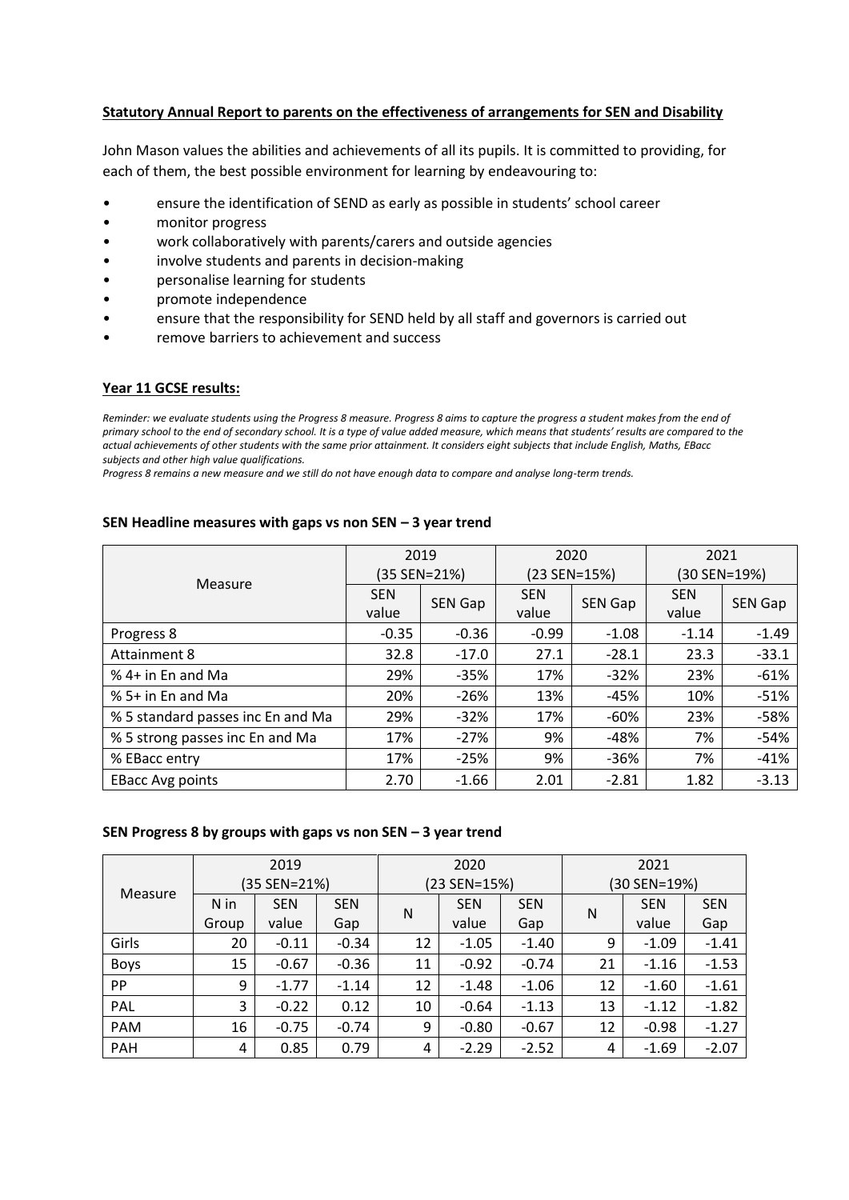**Statutory Annual Report to parents on the effectiveness of arrangements for SEN and Disability**

John Mason values the abilities and achievements of all its pupils. It is committed to providing, for each of them, the best possible environment for learning by endeavouring to:

- ensure the identification of SEND as early as possible in students' school career
- monitor progress
- work collaboratively with parents/carers and outside agencies
- involve students and parents in decision-making
- personalise learning for students
- promote independence
- ensure that the responsibility for SEND held by all staff and governors is carried out
- remove barriers to achievement and success

**Year 11 GCSE results:**

*Reminder: we evaluate students using the Progress 8 measure. Progress 8 aims to capture the progress a student makes from the end of primary school to the end of secondary school. It is a type of value added measure, which means that students' results are compared to the actual achievements of other students with the same prior attainment. It considers eight subjects that include English, Maths, EBacc subjects and other high value qualifications.*

*Progress 8 remains a new measure and we still do not have enough data to compare and analyse long-term trends.*

**SEN Headline measures with gaps vs non SEN – 3 year trend**

| Measure | 2019 (35 SEN=21%) | | 2020 (23 SEN=15%) | | 2021 (30 SEN=19%) | |
|---|---|---|---|---|---|---|
| | SEN value | SEN Gap | SEN value | SEN Gap | SEN value | SEN Gap |
| Progress 8 | -0.35 | -0.36 | -0.99 | -1.08 | -1.14 | -1.49 |
| Attainment 8 | 32.8 | -17.0 | 27.1 | -28.1 | 23.3 | -33.1 |
| % 4+ in En and Ma | 29% | -35% | 17% | -32% | 23% | -61% |
| % 5+ in En and Ma | 20% | -26% | 13% | -45% | 10% | -51% |
| % 5 standard passes inc En and Ma | 29% | -32% | 17% | -60% | 23% | -58% |
| % 5 strong passes inc En and Ma | 17% | -27% | 9% | -48% | 7% | -54% |
| % EBacc entry | 17% | -25% | 9% | -36% | 7% | -41% |
| EBacc Avg points | 2.70 | -1.66 | 2.01 | -2.81 | 1.82 | -3.13 |

**SEN Progress 8 by groups with gaps vs non SEN – 3 year trend**

| Measure | 2019 (35 SEN=21%) | | | 2020 (23 SEN=15%) | | | 2021 (30 SEN=19%) | | |
|---|---|---|---|---|---|---|---|---|---|
| | N in Group | SEN value | SEN Gap | N | SEN value | SEN Gap | N | SEN value | SEN Gap |
| Girls | 20 | -0.11 | -0.34 | 12 | -1.05 | -1.40 | 9 | -1.09 | -1.41 |
| Boys | 15 | -0.67 | -0.36 | 11 | -0.92 | -0.74 | 21 | -1.16 | -1.53 |
| PP | 9 | -1.77 | -1.14 | 12 | -1.48 | -1.06 | 12 | -1.60 | -1.61 |
| PAL | 3 | -0.22 | 0.12 | 10 | -0.64 | -1.13 | 13 | -1.12 | -1.82 |
| PAM | 16 | -0.75 | -0.74 | 9 | -0.80 | -0.67 | 12 | -0.98 | -1.27 |
| PAH | 4 | 0.85 | 0.79 | 4 | -2.29 | -2.52 | 4 | -1.69 | -2.07 |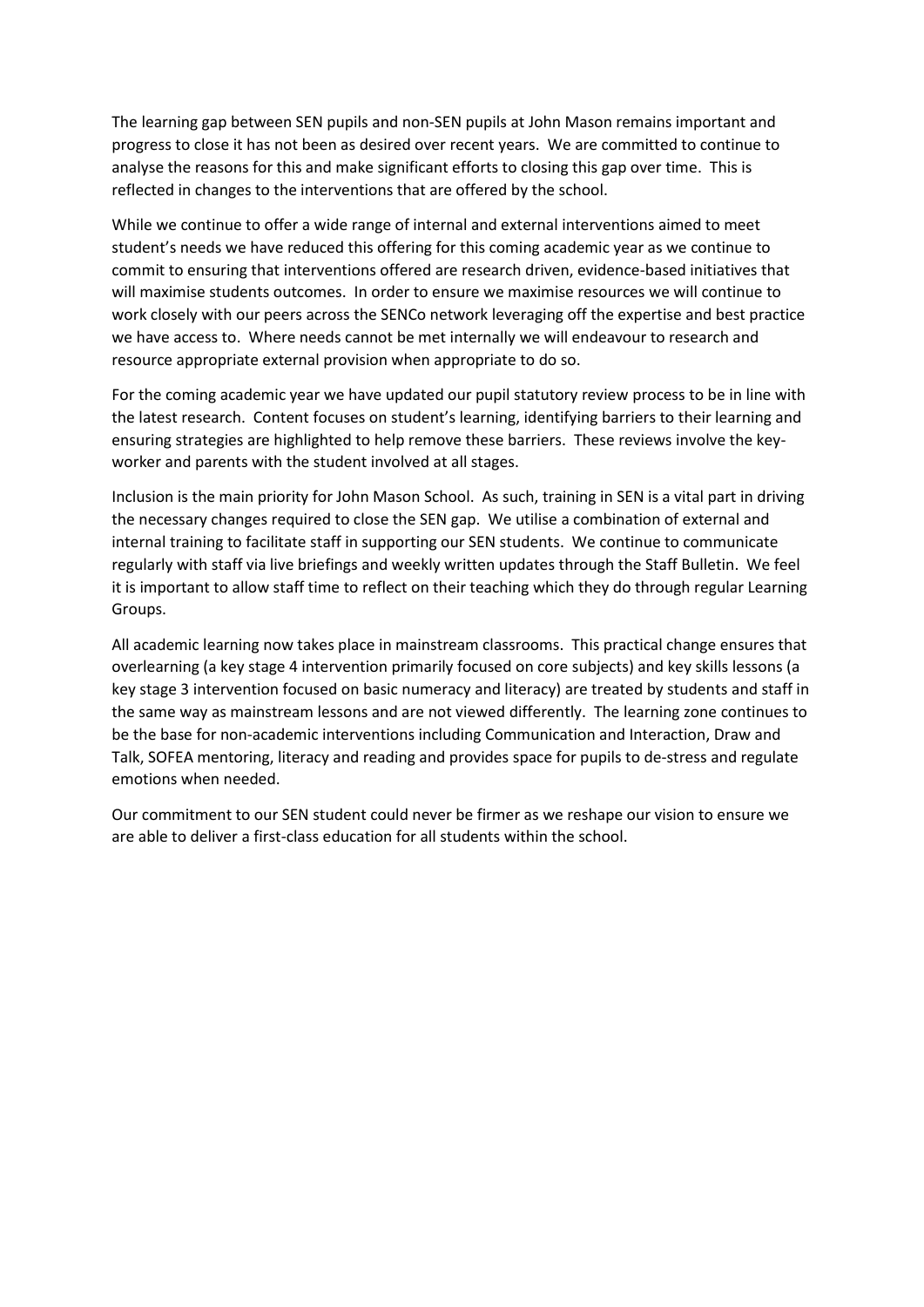The learning gap between SEN pupils and non-SEN pupils at John Mason remains important and progress to close it has not been as desired over recent years. We are committed to continue to analyse the reasons for this and make significant efforts to closing this gap over time. This is reflected in changes to the interventions that are offered by the school.

While we continue to offer a wide range of internal and external interventions aimed to meet student's needs we have reduced this offering for this coming academic year as we continue to commit to ensuring that interventions offered are research driven, evidence-based initiatives that will maximise students outcomes. In order to ensure we maximise resources we will continue to work closely with our peers across the SENCo network leveraging off the expertise and best practice we have access to. Where needs cannot be met internally we will endeavour to research and resource appropriate external provision when appropriate to do so.

For the coming academic year we have updated our pupil statutory review process to be in line with the latest research. Content focuses on student's learning, identifying barriers to their learning and ensuring strategies are highlighted to help remove these barriers. These reviews involve the key-worker and parents with the student involved at all stages.

Inclusion is the main priority for John Mason School. As such, training in SEN is a vital part in driving the necessary changes required to close the SEN gap. We utilise a combination of external and internal training to facilitate staff in supporting our SEN students. We continue to communicate regularly with staff via live briefings and weekly written updates through the Staff Bulletin. We feel it is important to allow staff time to reflect on their teaching which they do through regular Learning Groups.

All academic learning now takes place in mainstream classrooms. This practical change ensures that overlearning (a key stage 4 intervention primarily focused on core subjects) and key skills lessons (a key stage 3 intervention focused on basic numeracy and literacy) are treated by students and staff in the same way as mainstream lessons and are not viewed differently. The learning zone continues to be the base for non-academic interventions including Communication and Interaction, Draw and Talk, SOFEA mentoring, literacy and reading and provides space for pupils to de-stress and regulate emotions when needed.

Our commitment to our SEN student could never be firmer as we reshape our vision to ensure we are able to deliver a first-class education for all students within the school.